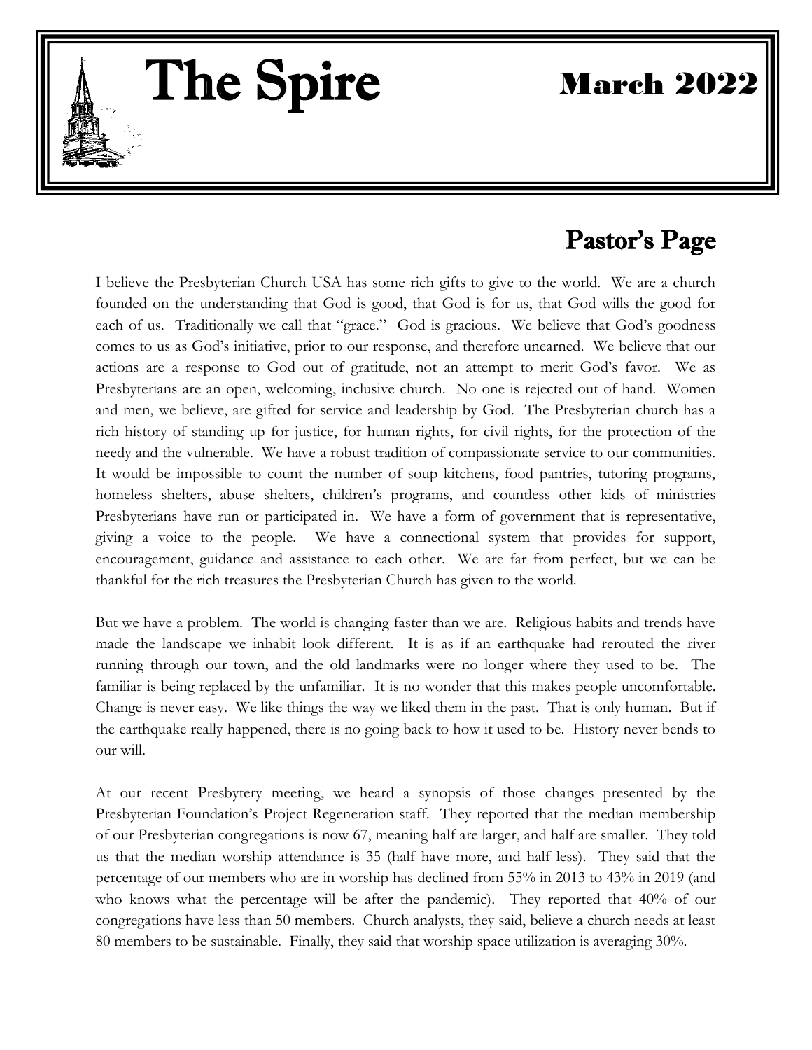# The Spire

## March 2022

## Pastor's Page

I believe the Presbyterian Church USA has some rich gifts to give to the world. We are a church founded on the understanding that God is good, that God is for us, that God wills the good for each of us. Traditionally we call that "grace." God is gracious. We believe that God's goodness comes to us as God's initiative, prior to our response, and therefore unearned. We believe that our actions are a response to God out of gratitude, not an attempt to merit God's favor. We as Presbyterians are an open, welcoming, inclusive church. No one is rejected out of hand. Women and men, we believe, are gifted for service and leadership by God. The Presbyterian church has a rich history of standing up for justice, for human rights, for civil rights, for the protection of the needy and the vulnerable. We have a robust tradition of compassionate service to our communities. It would be impossible to count the number of soup kitchens, food pantries, tutoring programs, homeless shelters, abuse shelters, children's programs, and countless other kids of ministries Presbyterians have run or participated in. We have a form of government that is representative, giving a voice to the people. We have a connectional system that provides for support, encouragement, guidance and assistance to each other. We are far from perfect, but we can be thankful for the rich treasures the Presbyterian Church has given to the world.

But we have a problem. The world is changing faster than we are. Religious habits and trends have made the landscape we inhabit look different. It is as if an earthquake had rerouted the river running through our town, and the old landmarks were no longer where they used to be. The familiar is being replaced by the unfamiliar. It is no wonder that this makes people uncomfortable. Change is never easy. We like things the way we liked them in the past. That is only human. But if the earthquake really happened, there is no going back to how it used to be. History never bends to our will.

At our recent Presbytery meeting, we heard a synopsis of those changes presented by the Presbyterian Foundation's Project Regeneration staff. They reported that the median membership of our Presbyterian congregations is now 67, meaning half are larger, and half are smaller. They told us that the median worship attendance is 35 (half have more, and half less). They said that the percentage of our members who are in worship has declined from 55% in 2013 to 43% in 2019 (and who knows what the percentage will be after the pandemic). They reported that 40% of our congregations have less than 50 members. Church analysts, they said, believe a church needs at least 80 members to be sustainable. Finally, they said that worship space utilization is averaging 30%.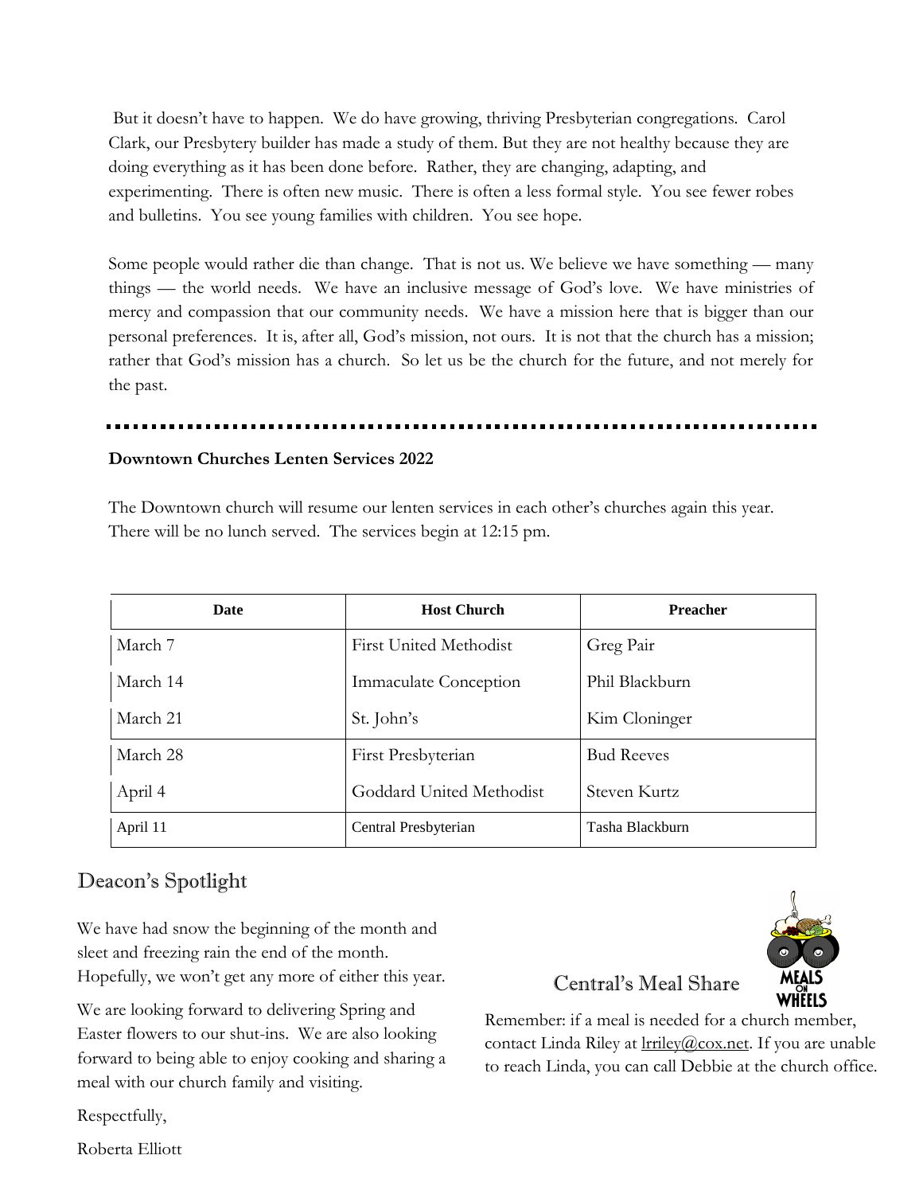But it doesn't have to happen. We do have growing, thriving Presbyterian congregations. Carol Clark, our Presbytery builder has made a study of them. But they are not healthy because they are doing everything as it has been done before. Rather, they are changing, adapting, and experimenting. There is often new music. There is often a less formal style. You see fewer robes and bulletins. You see young families with children. You see hope.

Some people would rather die than change. That is not us. We believe we have something — many things — the world needs. We have an inclusive message of God's love. We have ministries of mercy and compassion that our community needs. We have a mission here that is bigger than our personal preferences. It is, after all, God's mission, not ours. It is not that the church has a mission; rather that God's mission has a church. So let us be the church for the future, and not merely for the past.

---

**Downtown Churches Lenten Services 2022**

The Downtown church will resume our lenten services in each other's churches again this year. There will be no lunch served. The services begin at 12:15 pm.

| Date | Host Church | Preacher |
|---|---|---|
| March 7 | First United Methodist | Greg Pair |
| March 14 | Immaculate Conception | Phil Blackburn |
| March 21 | St. John's | Kim Cloninger |
| March 28 | First Presbyterian | Bud Reeves |
| April 4 | Goddard United Methodist | Steven Kurtz |
| April 11 | Central Presbyterian | Tasha Blackburn |

## Deacon's Spotlight

We have had snow the beginning of the month and sleet and freezing rain the end of the month. Hopefully, we won't get any more of either this year.

We are looking forward to delivering Spring and Easter flowers to our shut-ins. We are also looking forward to being able to enjoy cooking and sharing a meal with our church family and visiting.

Respectfully,

Roberta Elliott

## Central's Meal Share

Remember: if a meal is needed for a church member, contact Linda Riley at lrriley@cox.net. If you are unable to reach Linda, you can call Debbie at the church office.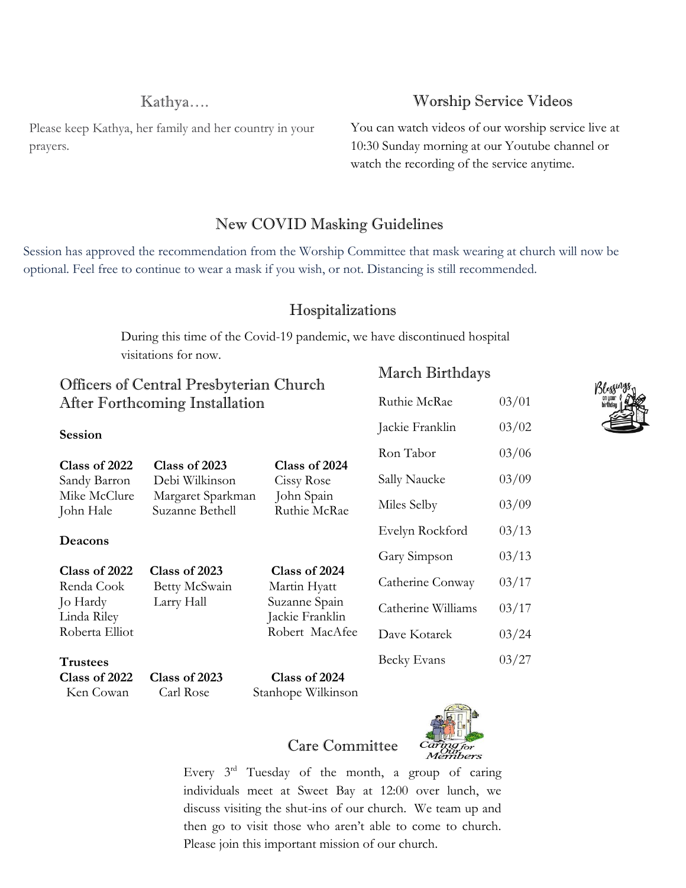## Kathya….

Please keep Kathya, her family and her country in your prayers.

## Worship Service Videos

You can watch videos of our worship service live at 10:30 Sunday morning at our Youtube channel or watch the recording of the service anytime.

## New COVID Masking Guidelines

Session has approved the recommendation from the Worship Committee that mask wearing at church will now be optional. Feel free to continue to wear a mask if you wish, or not. Distancing is still recommended.

## Hospitalizations

During this time of the Covid-19 pandemic, we have discontinued hospital visitations for now.

## Officers of Central Presbyterian Church After Forthcoming Installation

**Session**

| Class of 2022 | Class of 2023 | Class of 2024 |
| --- | --- | --- |
| Sandy Barron | Debi Wilkinson | Cissy Rose |
| Mike McClure | Margaret Sparkman | John Spain |
| John Hale | Suzanne Bethell | Ruthie McRae |

**Deacons**

| Class of 2022 | Class of 2023 | Class of 2024 |
| --- | --- | --- |
| Renda Cook | Betty McSwain | Martin Hyatt |
| Jo Hardy | Larry Hall | Suzanne Spain |
| Linda Riley | | Jackie Franklin |
| Roberta Elliot | | Robert MacAfee |

**Trustees**

| Class of 2022 | Class of 2023 | Class of 2024 |
| --- | --- | --- |
| Ken Cowan | Carl Rose | Stanhope Wilkinson |

## March Birthdays

| Name | Date |
| --- | --- |
| Ruthie McRae | 03/01 |
| Jackie Franklin | 03/02 |
| Ron Tabor | 03/06 |
| Sally Naucke | 03/09 |
| Miles Selby | 03/09 |
| Evelyn Rockford | 03/13 |
| Gary Simpson | 03/13 |
| Catherine Conway | 03/17 |
| Catherine Williams | 03/17 |
| Dave Kotarek | 03/24 |
| Becky Evans | 03/27 |

## Care Committee

Every 3rd Tuesday of the month, a group of caring individuals meet at Sweet Bay at 12:00 over lunch, we discuss visiting the shut-ins of our church. We team up and then go to visit those who aren't able to come to church. Please join this important mission of our church.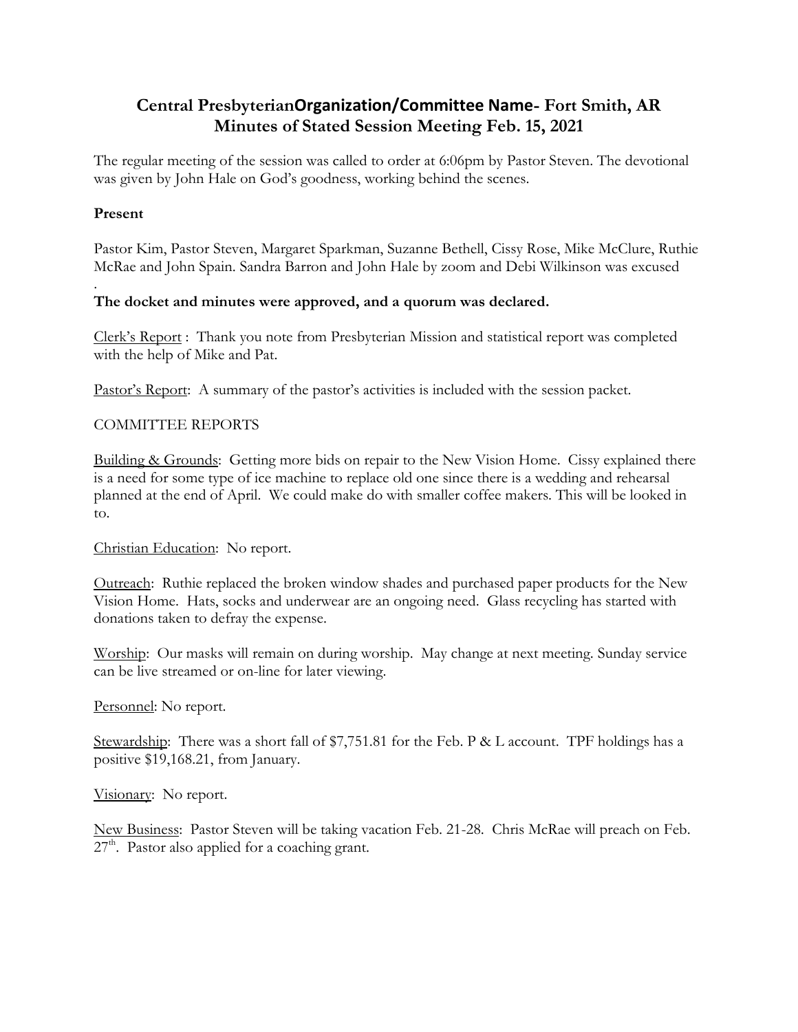# Central PresbyterianOrganization/Committee Name- Fort Smith, AR
# Minutes of Stated Session Meeting Feb. 15, 2021

The regular meeting of the session was called to order at 6:06pm by Pastor Steven. The devotional was given by John Hale on God's goodness, working behind the scenes.

**Present**

Pastor Kim, Pastor Steven, Margaret Sparkman, Suzanne Bethell, Cissy Rose, Mike McClure, Ruthie McRae and John Spain. Sandra Barron and John Hale by zoom and Debi Wilkinson was excused

.

**The docket and minutes were approved, and a quorum was declared.**

Clerk's Report : Thank you note from Presbyterian Mission and statistical report was completed with the help of Mike and Pat.

Pastor's Report: A summary of the pastor's activities is included with the session packet.

COMMITTEE REPORTS

Building & Grounds: Getting more bids on repair to the New Vision Home. Cissy explained there is a need for some type of ice machine to replace old one since there is a wedding and rehearsal planned at the end of April. We could make do with smaller coffee makers. This will be looked in to.

Christian Education: No report.

Outreach: Ruthie replaced the broken window shades and purchased paper products for the New Vision Home. Hats, socks and underwear are an ongoing need. Glass recycling has started with donations taken to defray the expense.

Worship: Our masks will remain on during worship. May change at next meeting. Sunday service can be live streamed or on-line for later viewing.

Personnel: No report.

Stewardship: There was a short fall of $7,751.81 for the Feb. P & L account. TPF holdings has a positive $19,168.21, from January.

Visionary: No report.

New Business: Pastor Steven will be taking vacation Feb. 21-28. Chris McRae will preach on Feb. 27th. Pastor also applied for a coaching grant.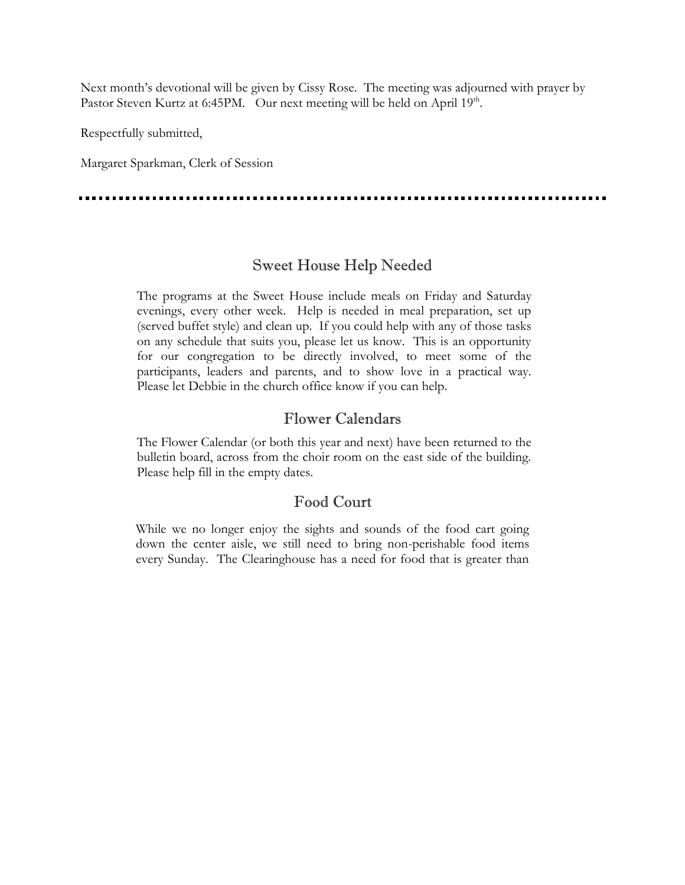Next month's devotional will be given by Cissy Rose. The meeting was adjourned with prayer by Pastor Steven Kurtz at 6:45PM. Our next meeting will be held on April 19th.

Respectfully submitted,

Margaret Sparkman, Clerk of Session

---

## Sweet House Help Needed

The programs at the Sweet House include meals on Friday and Saturday evenings, every other week. Help is needed in meal preparation, set up (served buffet style) and clean up. If you could help with any of those tasks on any schedule that suits you, please let us know. This is an opportunity for our congregation to be directly involved, to meet some of the participants, leaders and parents, and to show love in a practical way. Please let Debbie in the church office know if you can help.

## Flower Calendars

The Flower Calendar (or both this year and next) have been returned to the bulletin board, across from the choir room on the east side of the building. Please help fill in the empty dates.

## Food Court

While we no longer enjoy the sights and sounds of the food cart going down the center aisle, we still need to bring non-perishable food items every Sunday. The Clearinghouse has a need for food that is greater than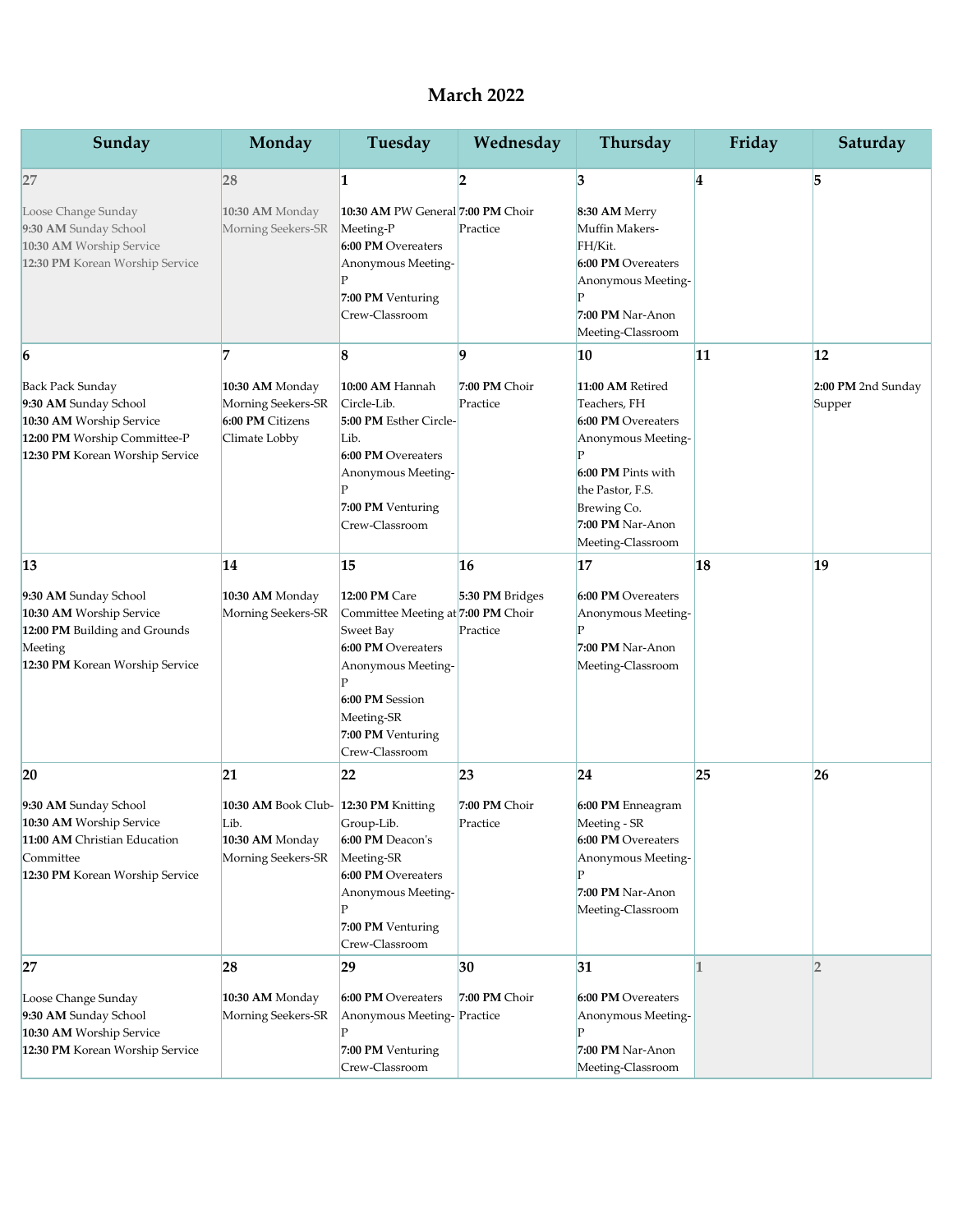# March 2022

| Sunday | Monday | Tuesday | Wednesday | Thursday | Friday | Saturday |
|---|---|---|---|---|---|---|
| 27<br><br>Loose Change Sunday<br>**9:30 AM** Sunday School<br>**10:30 AM** Worship Service<br>**12:30 PM** Korean Worship Service | 28<br><br>**10:30 AM** Monday Morning Seekers-SR | 1<br><br>**10:30 AM** PW General Meeting-P<br>**6:00 PM** Overeaters Anonymous Meeting-P<br>**7:00 PM** Venturing Crew-Classroom | 2<br><br>**7:00 PM** Choir Practice | 3<br><br>**8:30 AM** Merry Muffin Makers-FH/Kit.<br>**6:00 PM** Overeaters Anonymous Meeting-P<br>**7:00 PM** Nar-Anon Meeting-Classroom | 4 | 5 |
| 6<br><br>Back Pack Sunday<br>**9:30 AM** Sunday School<br>**10:30 AM** Worship Service<br>**12:00 PM** Worship Committee-P<br>**12:30 PM** Korean Worship Service | 7<br><br>**10:30 AM** Monday Morning Seekers-SR<br>**6:00 PM** Citizens Climate Lobby | 8<br><br>**10:00 AM** Hannah Circle-Lib.<br>**5:00 PM** Esther Circle-Lib.<br>**6:00 PM** Overeaters Anonymous Meeting-P<br>**7:00 PM** Venturing Crew-Classroom | 9<br><br>**7:00 PM** Choir Practice | 10<br><br>**11:00 AM** Retired Teachers, FH<br>**6:00 PM** Overeaters Anonymous Meeting-P<br>**6:00 PM** Pints with the Pastor, F.S. Brewing Co.<br>**7:00 PM** Nar-Anon Meeting-Classroom | 11 | 12<br><br>**2:00 PM** 2nd Sunday Supper |
| 13<br><br>**9:30 AM** Sunday School<br>**10:30 AM** Worship Service<br>**12:00 PM** Building and Grounds Meeting<br>**12:30 PM** Korean Worship Service | 14<br><br>**10:30 AM** Monday Morning Seekers-SR | 15<br><br>**12:00 PM** Care Committee Meeting at Sweet Bay<br>**6:00 PM** Overeaters Anonymous Meeting-P<br>**6:00 PM** Session Meeting-SR<br>**7:00 PM** Venturing Crew-Classroom | 16<br><br>**5:30 PM** Bridges<br>**7:00 PM** Choir Practice | 17<br><br>**6:00 PM** Overeaters Anonymous Meeting-P<br>**7:00 PM** Nar-Anon Meeting-Classroom | 18 | 19 |
| 20<br><br>**9:30 AM** Sunday School<br>**10:30 AM** Worship Service<br>**11:00 AM** Christian Education Committee<br>**12:30 PM** Korean Worship Service | 21<br><br>**10:30 AM** Book Club-Lib.<br>**10:30 AM** Monday Morning Seekers-SR | 22<br><br>**12:30 PM** Knitting Group-Lib.<br>**6:00 PM** Deacon's Meeting-SR<br>**6:00 PM** Overeaters Anonymous Meeting-P<br>**7:00 PM** Venturing Crew-Classroom | 23<br><br>**7:00 PM** Choir Practice | 24<br><br>**6:00 PM** Enneagram Meeting - SR<br>**6:00 PM** Overeaters Anonymous Meeting-P<br>**7:00 PM** Nar-Anon Meeting-Classroom | 25 | 26 |
| 27<br><br>Loose Change Sunday<br>**9:30 AM** Sunday School<br>**10:30 AM** Worship Service<br>**12:30 PM** Korean Worship Service | 28<br><br>**10:30 AM** Monday Morning Seekers-SR | 29<br><br>**6:00 PM** Overeaters Anonymous Meeting-P<br>**7:00 PM** Venturing Crew-Classroom | 30<br><br>**7:00 PM** Choir Practice | 31<br><br>**6:00 PM** Overeaters Anonymous Meeting-P<br>**7:00 PM** Nar-Anon Meeting-Classroom | 1 | 2 |